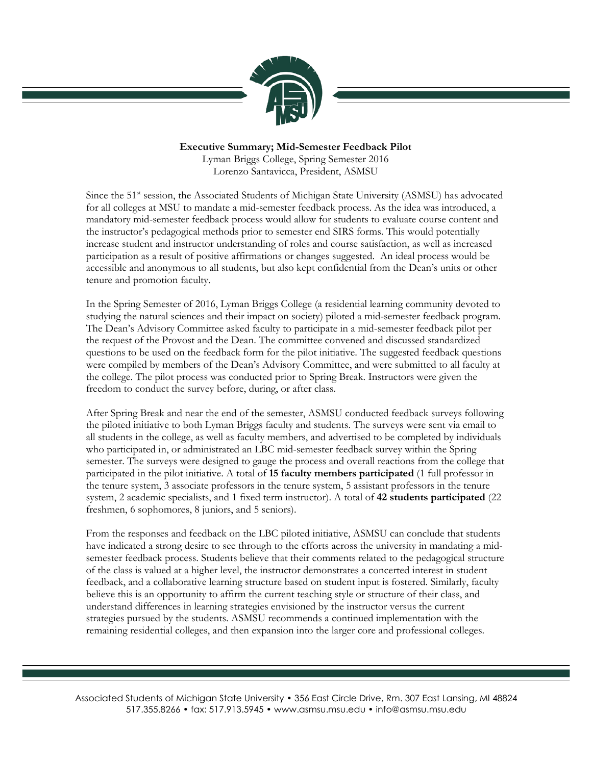**Executive Summary; Mid-Semester Feedback Pilot**

Lyman Briggs College, Spring Semester 2016

Lorenzo Santavicca, President, ASMSU

Since the 51st session, the Associated Students of Michigan State University (ASMSU) has advocated for all colleges at MSU to mandate a mid-semester feedback process. As the idea was introduced, a mandatory mid-semester feedback process would allow for students to evaluate course content and the instructor's pedagogical methods prior to semester end SIRS forms. This would potentially increase student and instructor understanding of roles and course satisfaction, as well as increased participation as a result of positive affirmations or changes suggested. An ideal process would be accessible and anonymous to all students, but also kept confidential from the Dean's units or other tenure and promotion faculty.

In the Spring Semester of 2016, Lyman Briggs College (a residential learning community devoted to studying the natural sciences and their impact on society) piloted a mid-semester feedback program. The Dean's Advisory Committee asked faculty to participate in a mid-semester feedback pilot per the request of the Provost and the Dean. The committee convened and discussed standardized questions to be used on the feedback form for the pilot initiative. The suggested feedback questions were compiled by members of the Dean's Advisory Committee, and were submitted to all faculty at the college. The pilot process was conducted prior to Spring Break. Instructors were given the freedom to conduct the survey before, during, or after class.

After Spring Break and near the end of the semester, ASMSU conducted feedback surveys following the piloted initiative to both Lyman Briggs faculty and students. The surveys were sent via email to all students in the college, as well as faculty members, and advertised to be completed by individuals who participated in, or administrated an LBC mid-semester feedback survey within the Spring semester. The surveys were designed to gauge the process and overall reactions from the college that participated in the pilot initiative. A total of **15 faculty members participated** (1 full professor in the tenure system, 3 associate professors in the tenure system, 5 assistant professors in the tenure system, 2 academic specialists, and 1 fixed term instructor). A total of **42 students participated** (22 freshmen, 6 sophomores, 8 juniors, and 5 seniors).

From the responses and feedback on the LBC piloted initiative, ASMSU can conclude that students have indicated a strong desire to see through to the efforts across the university in mandating a mid-semester feedback process. Students believe that their comments related to the pedagogical structure of the class is valued at a higher level, the instructor demonstrates a concerted interest in student feedback, and a collaborative learning structure based on student input is fostered. Similarly, faculty believe this is an opportunity to affirm the current teaching style or structure of their class, and understand differences in learning strategies envisioned by the instructor versus the current strategies pursued by the students. ASMSU recommends a continued implementation with the remaining residential colleges, and then expansion into the larger core and professional colleges.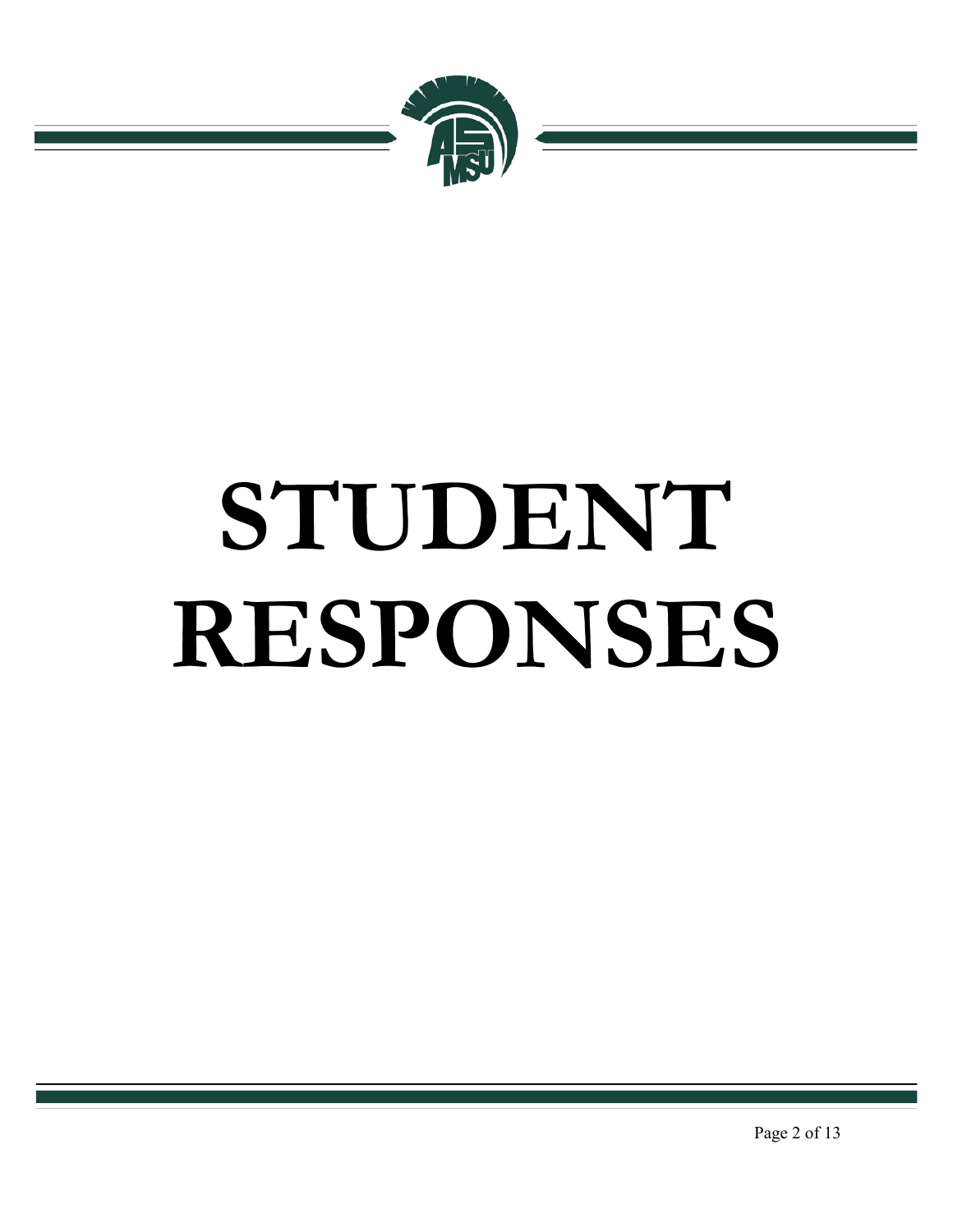# STUDENT RESPONSES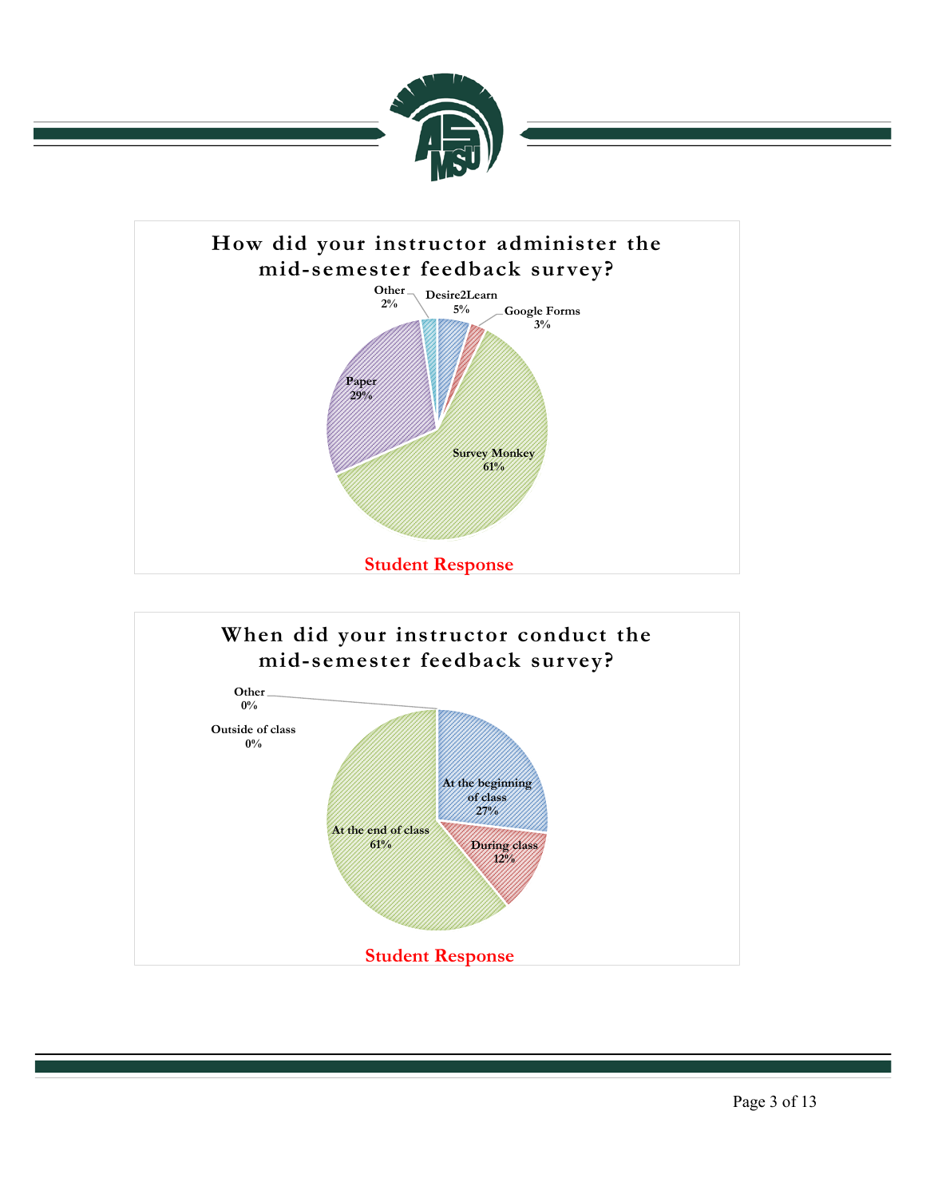## How did your instructor administer the mid-semester feedback survey?

| Response | Percentage |
| --- | --- |
| Desire2Learn | 5% |
| Google Forms | 3% |
| Survey Monkey | 61% |
| Paper | 29% |
| Other | 2% |

Student Response

## When did your instructor conduct the mid-semester feedback survey?

| Response | Percentage |
| --- | --- |
| At the beginning of class | 27% |
| During class | 12% |
| At the end of class | 61% |
| Outside of class | 0% |
| Other | 0% |

Student Response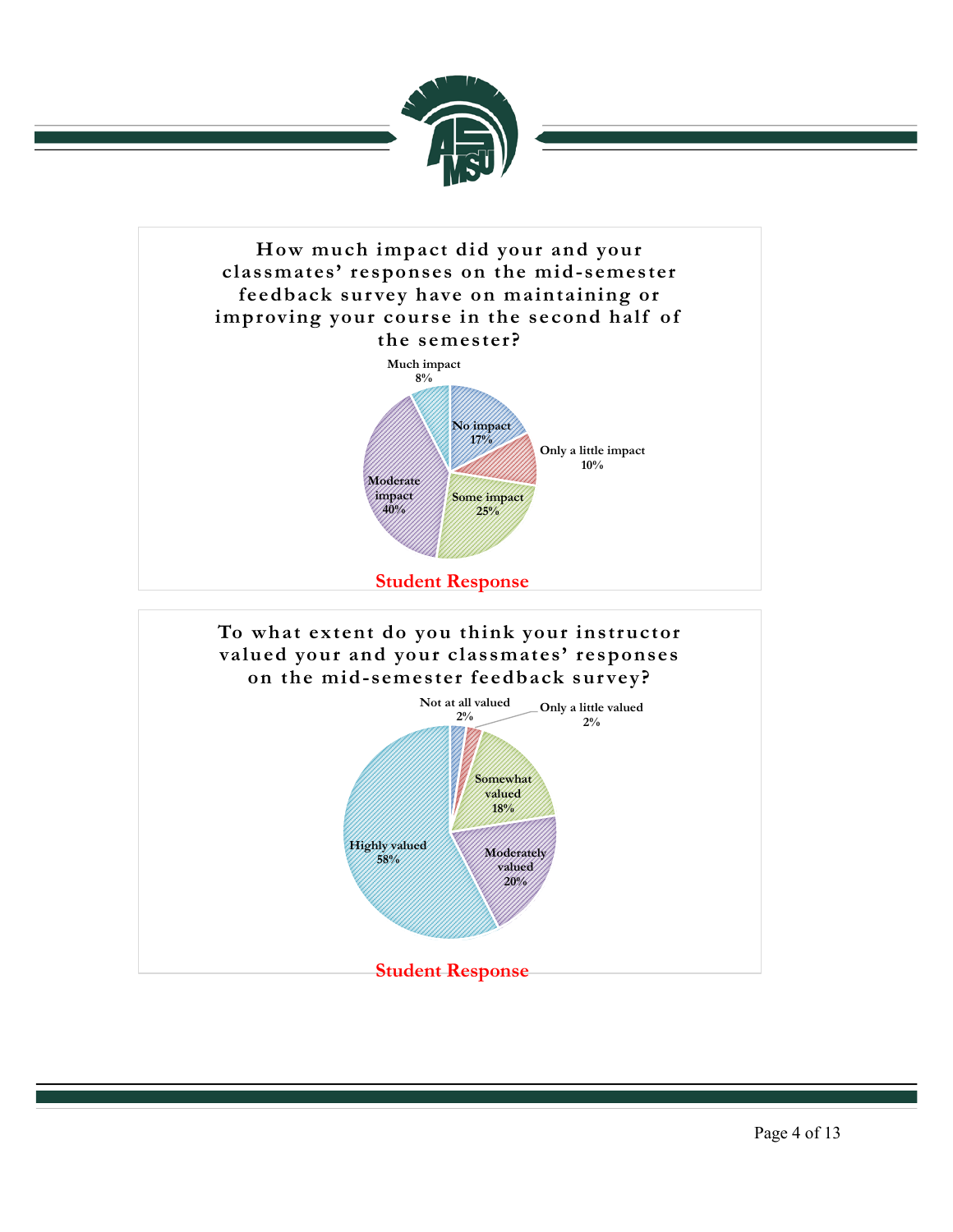**How much impact did your and your classmates' responses on the mid-semester feedback survey have on maintaining or improving your course in the second half of the semester?**

Much impact 8%

No impact 17%

Only a little impact 10%

Some impact 25%

Moderate impact 40%

Student Response

**To what extent do you think your instructor valued your and your classmates' responses on the mid-semester feedback survey?**

Not at all valued 2%

Only a little valued 2%

Somewhat valued 18%

Moderately valued 20%

Highly valued 58%

Student Response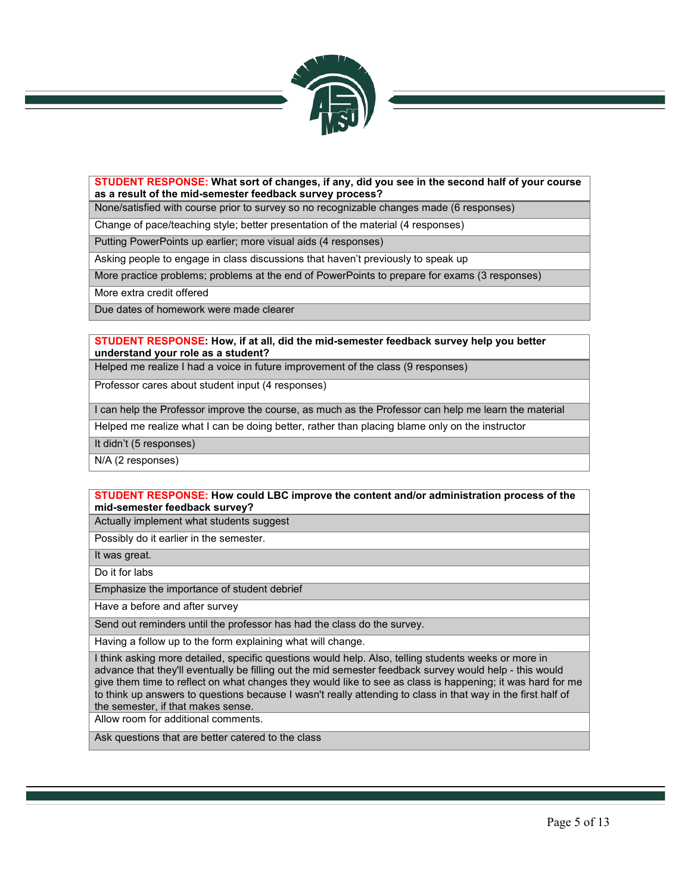| **STUDENT RESPONSE: What sort of changes, if any, did you see in the second half of your course as a result of the mid-semester feedback survey process?** |
| --- |
| None/satisfied with course prior to survey so no recognizable changes made (6 responses) |
| Change of pace/teaching style; better presentation of the material (4 responses) |
| Putting PowerPoints up earlier; more visual aids (4 responses) |
| Asking people to engage in class discussions that haven't previously to speak up |
| More practice problems; problems at the end of PowerPoints to prepare for exams (3 responses) |
| More extra credit offered |
| Due dates of homework were made clearer |

| **STUDENT RESPONSE: How, if at all, did the mid-semester feedback survey help you better understand your role as a student?** |
| --- |
| Helped me realize I had a voice in future improvement of the class (9 responses) |
| Professor cares about student input (4 responses) |
| I can help the Professor improve the course, as much as the Professor can help me learn the material |
| Helped me realize what I can be doing better, rather than placing blame only on the instructor |
| It didn't (5 responses) |
| N/A (2 responses) |

| **STUDENT RESPONSE: How could LBC improve the content and/or administration process of the mid-semester feedback survey?** |
| --- |
| Actually implement what students suggest |
| Possibly do it earlier in the semester. |
| It was great. |
| Do it for labs |
| Emphasize the importance of student debrief |
| Have a before and after survey |
| Send out reminders until the professor has had the class do the survey. |
| Having a follow up to the form explaining what will change. |
| I think asking more detailed, specific questions would help. Also, telling students weeks or more in advance that they'll eventually be filling out the mid semester feedback survey would help - this would give them time to reflect on what changes they would like to see as class is happening; it was hard for me to think up answers to questions because I wasn't really attending to class in that way in the first half of the semester, if that makes sense. |
| Allow room for additional comments. |
| Ask questions that are better catered to the class |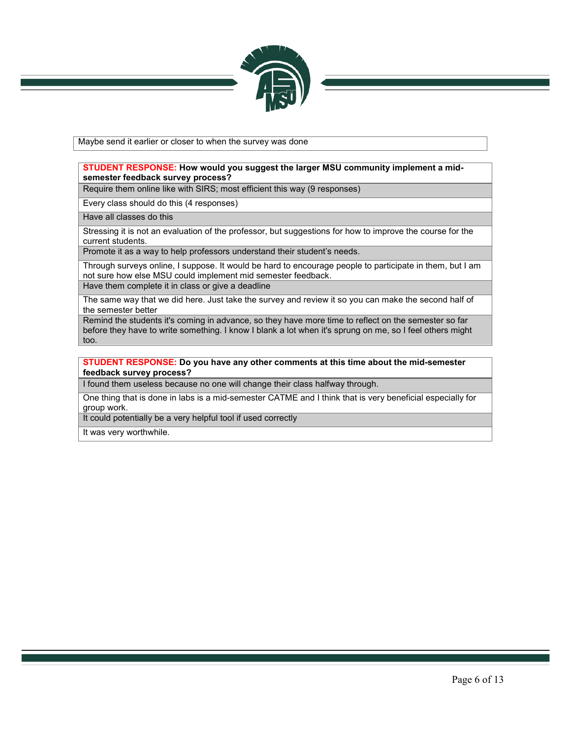| Maybe send it earlier or closer to when the survey was done |
| --- |

| **STUDENT RESPONSE: How would you suggest the larger MSU community implement a mid-semester feedback survey process?** |
| --- |
| Require them online like with SIRS; most efficient this way (9 responses) |
| Every class should do this (4 responses) |
| Have all classes do this |
| Stressing it is not an evaluation of the professor, but suggestions for how to improve the course for the current students. |
| Promote it as a way to help professors understand their student's needs. |
| Through surveys online, I suppose. It would be hard to encourage people to participate in them, but I am not sure how else MSU could implement mid semester feedback. |
| Have them complete it in class or give a deadline |
| The same way that we did here. Just take the survey and review it so you can make the second half of the semester better |
| Remind the students it's coming in advance, so they have more time to reflect on the semester so far before they have to write something. I know I blank a lot when it's sprung on me, so I feel others might too. |

| **STUDENT RESPONSE: Do you have any other comments at this time about the mid-semester feedback survey process?** |
| --- |
| I found them useless because no one will change their class halfway through. |
| One thing that is done in labs is a mid-semester CATME and I think that is very beneficial especially for group work. |
| It could potentially be a very helpful tool if used correctly |
| It was very worthwhile. |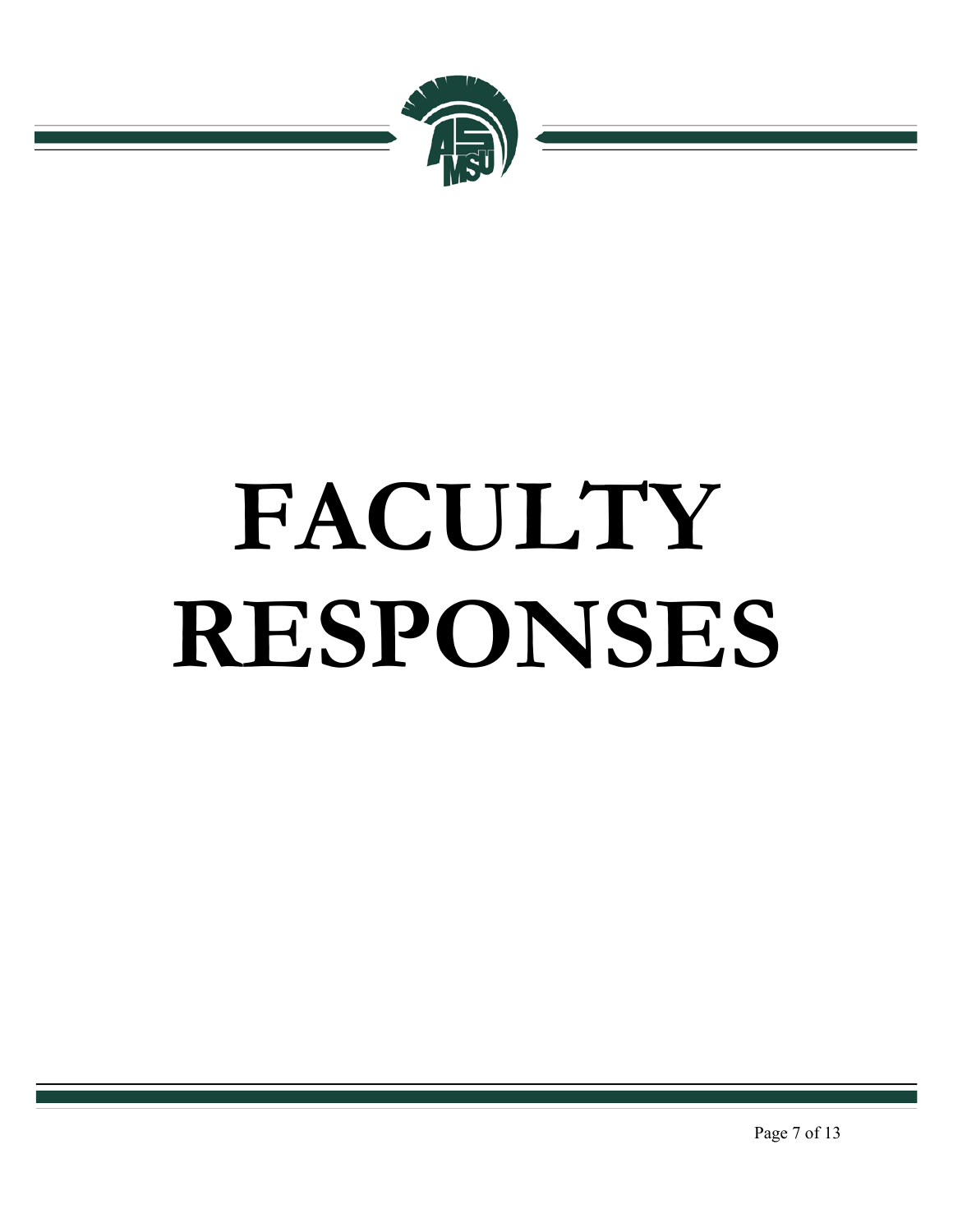# FACULTY RESPONSES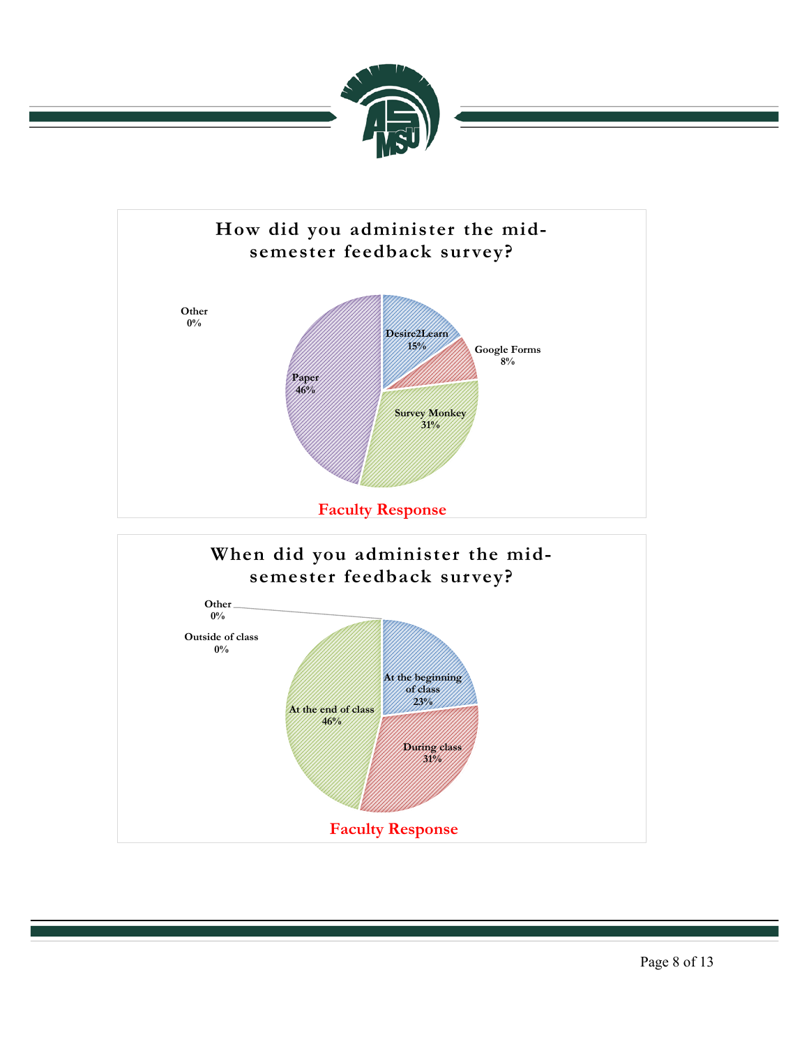## How did you administer the mid-semester feedback survey?

- Desire2Learn: 15%
- Google Forms: 8%
- Survey Monkey: 31%
- Paper: 46%
- Other: 0%

**Faculty Response**

## When did you administer the mid-semester feedback survey?

- At the beginning of class: 23%
- During class: 31%
- At the end of class: 46%
- Outside of class: 0%
- Other: 0%

**Faculty Response**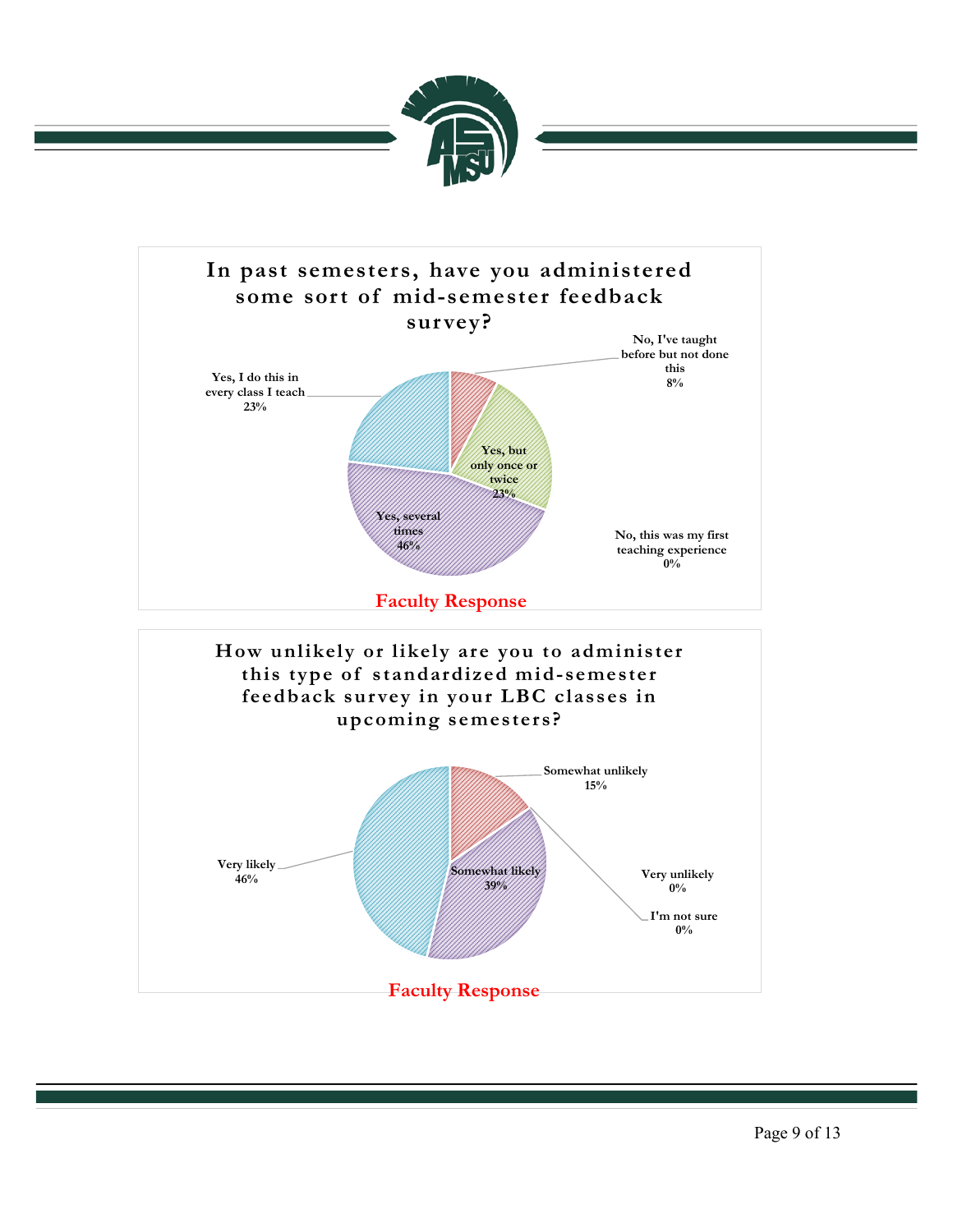## In past semesters, have you administered some sort of mid-semester feedback survey?

| Response | Percentage |
| --- | --- |
| No, I've taught before but not done this | 8% |
| Yes, but only once or twice | 23% |
| Yes, several times | 46% |
| Yes, I do this in every class I teach | 23% |
| No, this was my first teaching experience | 0% |

Faculty Response

## How unlikely or likely are you to administer this type of standardized mid-semester feedback survey in your LBC classes in upcoming semesters?

| Response | Percentage |
| --- | --- |
| Somewhat unlikely | 15% |
| Somewhat likely | 39% |
| Very likely | 46% |
| Very unlikely | 0% |
| I'm not sure | 0% |

Faculty Response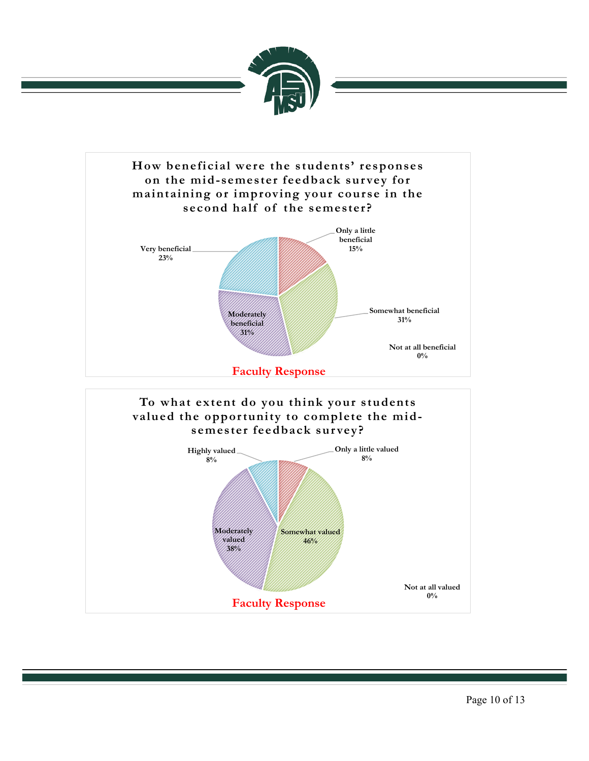### How beneficial were the students' responses on the mid-semester feedback survey for maintaining or improving your course in the second half of the semester?

| Response | Percentage |
|---|---|
| Only a little beneficial | 15% |
| Somewhat beneficial | 31% |
| Moderately beneficial | 31% |
| Very beneficial | 23% |
| Not at all beneficial | 0% |

Faculty Response

### To what extent do you think your students valued the opportunity to complete the mid-semester feedback survey?

| Response | Percentage |
|---|---|
| Only a little valued | 8% |
| Somewhat valued | 46% |
| Moderately valued | 38% |
| Highly valued | 8% |
| Not at all valued | 0% |

Faculty Response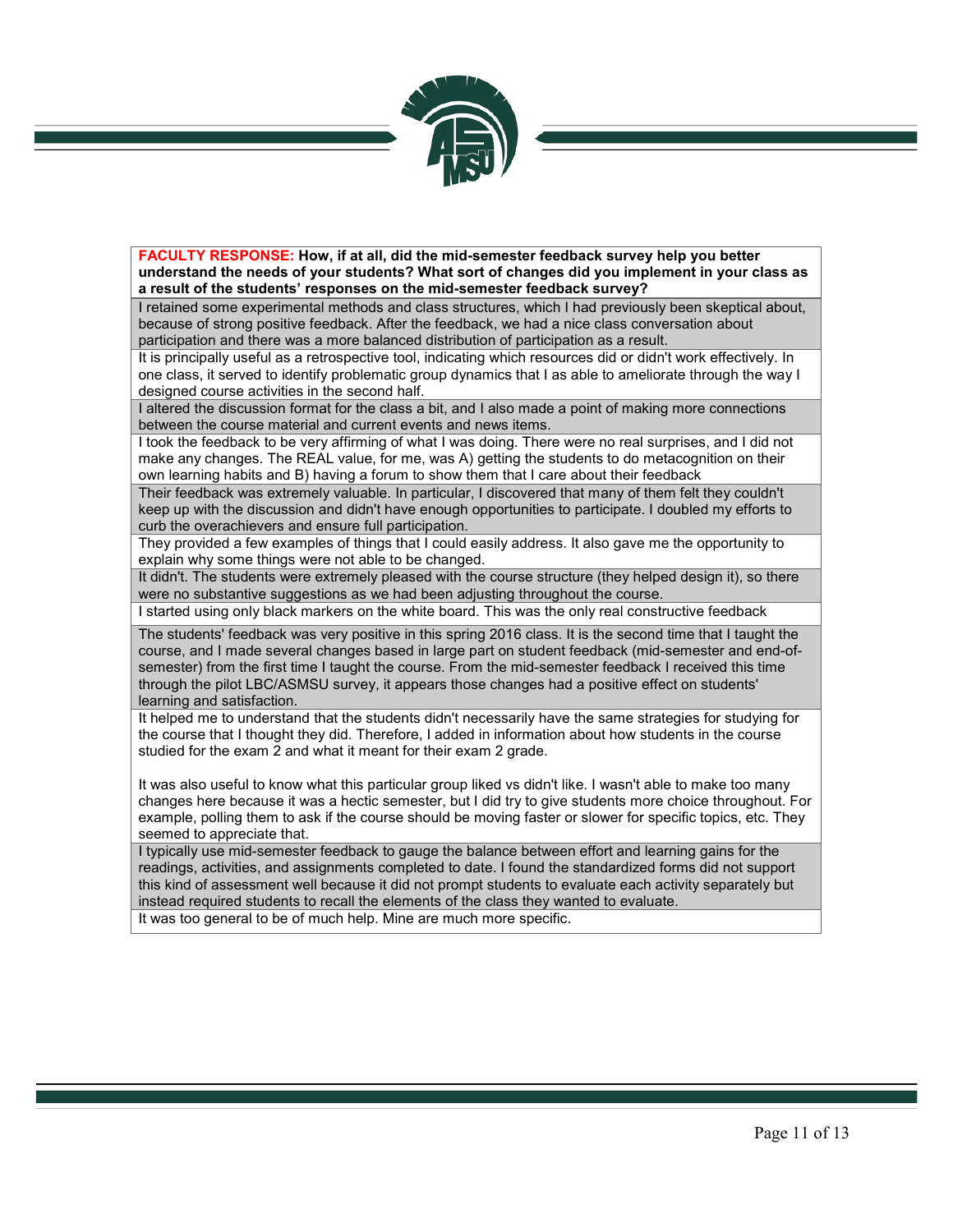| **FACULTY RESPONSE: How, if at all, did the mid-semester feedback survey help you better understand the needs of your students? What sort of changes did you implement in your class as a result of the students' responses on the mid-semester feedback survey?** |
|---|
| I retained some experimental methods and class structures, which I had previously been skeptical about, because of strong positive feedback. After the feedback, we had a nice class conversation about participation and there was a more balanced distribution of participation as a result. |
| It is principally useful as a retrospective tool, indicating which resources did or didn't work effectively. In one class, it served to identify problematic group dynamics that I as able to ameliorate through the way I designed course activities in the second half. |
| I altered the discussion format for the class a bit, and I also made a point of making more connections between the course material and current events and news items. |
| I took the feedback to be very affirming of what I was doing. There were no real surprises, and I did not make any changes. The REAL value, for me, was A) getting the students to do metacognition on their own learning habits and B) having a forum to show them that I care about their feedback |
| Their feedback was extremely valuable. In particular, I discovered that many of them felt they couldn't keep up with the discussion and didn't have enough opportunities to participate. I doubled my efforts to curb the overachievers and ensure full participation. |
| They provided a few examples of things that I could easily address. It also gave me the opportunity to explain why some things were not able to be changed. |
| It didn't. The students were extremely pleased with the course structure (they helped design it), so there were no substantive suggestions as we had been adjusting throughout the course. |
| I started using only black markers on the white board. This was the only real constructive feedback |
| The students' feedback was very positive in this spring 2016 class. It is the second time that I taught the course, and I made several changes based in large part on student feedback (mid-semester and end-of-semester) from the first time I taught the course. From the mid-semester feedback I received this time through the pilot LBC/ASMSU survey, it appears those changes had a positive effect on students' learning and satisfaction. |
| It helped me to understand that the students didn't necessarily have the same strategies for studying for the course that I thought they did. Therefore, I added in information about how students in the course studied for the exam 2 and what it meant for their exam 2 grade.<br><br>It was also useful to know what this particular group liked vs didn't like. I wasn't able to make too many changes here because it was a hectic semester, but I did try to give students more choice throughout. For example, polling them to ask if the course should be moving faster or slower for specific topics, etc. They seemed to appreciate that. |
| I typically use mid-semester feedback to gauge the balance between effort and learning gains for the readings, activities, and assignments completed to date. I found the standardized forms did not support this kind of assessment well because it did not prompt students to evaluate each activity separately but instead required students to recall the elements of the class they wanted to evaluate. |
| It was too general to be of much help. Mine are much more specific. |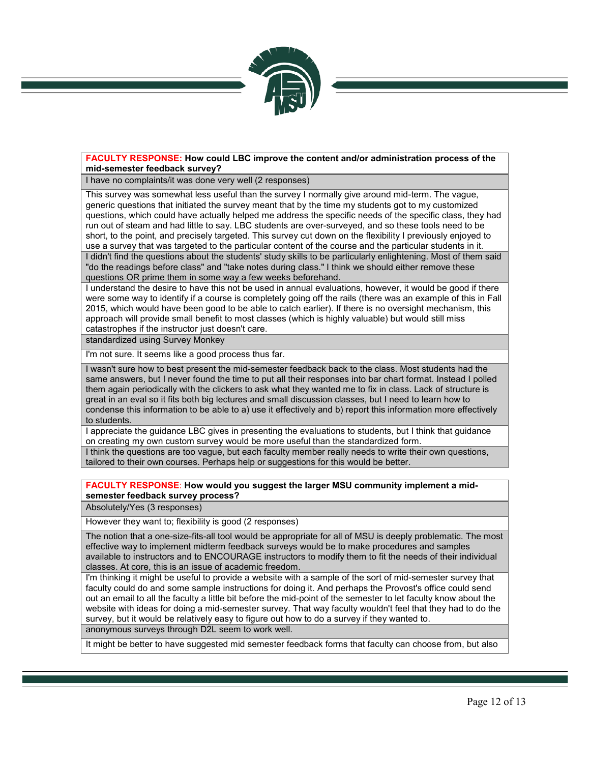| **FACULTY RESPONSE: How could LBC improve the content and/or administration process of the mid-semester feedback survey?** |
|---|
| I have no complaints/it was done very well (2 responses) |
| This survey was somewhat less useful than the survey I normally give around mid-term. The vague, generic questions that initiated the survey meant that by the time my students got to my customized questions, which could have actually helped me address the specific needs of the specific class, they had run out of steam and had little to say. LBC students are over-surveyed, and so these tools need to be short, to the point, and precisely targeted. This survey cut down on the flexibility I previously enjoyed to use a survey that was targeted to the particular content of the course and the particular students in it. |
| I didn't find the questions about the students' study skills to be particularly enlightening. Most of them said "do the readings before class" and "take notes during class." I think we should either remove these questions OR prime them in some way a few weeks beforehand. |
| I understand the desire to have this not be used in annual evaluations, however, it would be good if there were some way to identify if a course is completely going off the rails (there was an example of this in Fall 2015, which would have been good to be able to catch earlier). If there is no oversight mechanism, this approach will provide small benefit to most classes (which is highly valuable) but would still miss catastrophes if the instructor just doesn't care. |
| standardized using Survey Monkey |
| I'm not sure. It seems like a good process thus far. |
| I wasn't sure how to best present the mid-semester feedback back to the class. Most students had the same answers, but I never found the time to put all their responses into bar chart format. Instead I polled them again periodically with the clickers to ask what they wanted me to fix in class. Lack of structure is great in an eval so it fits both big lectures and small discussion classes, but I need to learn how to condense this information to be able to a) use it effectively and b) report this information more effectively to students. |
| I appreciate the guidance LBC gives in presenting the evaluations to students, but I think that guidance on creating my own custom survey would be more useful than the standardized form. |
| I think the questions are too vague, but each faculty member really needs to write their own questions, tailored to their own courses. Perhaps help or suggestions for this would be better. |

| **FACULTY RESPONSE: How would you suggest the larger MSU community implement a mid-semester feedback survey process?** |
|---|
| Absolutely/Yes (3 responses) |
| However they want to; flexibility is good (2 responses) |
| The notion that a one-size-fits-all tool would be appropriate for all of MSU is deeply problematic. The most effective way to implement midterm feedback surveys would be to make procedures and samples available to instructors and to ENCOURAGE instructors to modify them to fit the needs of their individual classes. At core, this is an issue of academic freedom. |
| I'm thinking it might be useful to provide a website with a sample of the sort of mid-semester survey that faculty could do and some sample instructions for doing it. And perhaps the Provost's office could send out an email to all the faculty a little bit before the mid-point of the semester to let faculty know about the website with ideas for doing a mid-semester survey. That way faculty wouldn't feel that they had to do the survey, but it would be relatively easy to figure out how to do a survey if they wanted to. |
| anonymous surveys through D2L seem to work well. |
| It might be better to have suggested mid semester feedback forms that faculty can choose from, but also |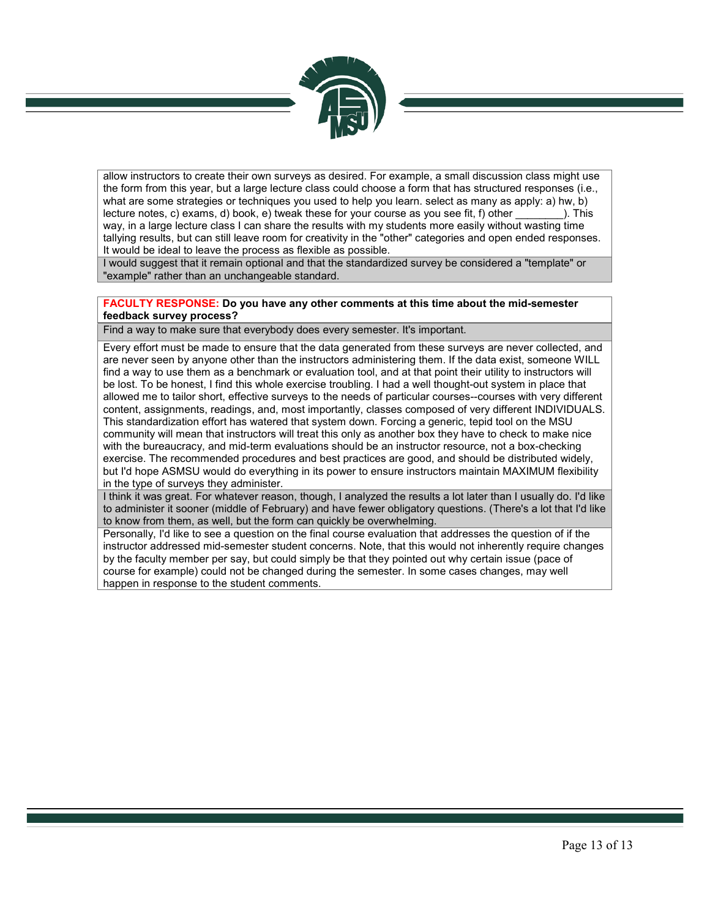allow instructors to create their own surveys as desired. For example, a small discussion class might use the form from this year, but a large lecture class could choose a form that has structured responses (i.e., what are some strategies or techniques you used to help you learn. select as many as apply: a) hw, b) lecture notes, c) exams, d) book, e) tweak these for your course as you see fit, f) other ________). This way, in a large lecture class I can share the results with my students more easily without wasting time tallying results, but can still leave room for creativity in the "other" categories and open ended responses. It would be ideal to leave the process as flexible as possible.

I would suggest that it remain optional and that the standardized survey be considered a "template" or "example" rather than an unchangeable standard.

**FACULTY RESPONSE: Do you have any other comments at this time about the mid-semester feedback survey process?**

Find a way to make sure that everybody does every semester. It's important.

Every effort must be made to ensure that the data generated from these surveys are never collected, and are never seen by anyone other than the instructors administering them. If the data exist, someone WILL find a way to use them as a benchmark or evaluation tool, and at that point their utility to instructors will be lost. To be honest, I find this whole exercise troubling. I had a well thought-out system in place that allowed me to tailor short, effective surveys to the needs of particular courses--courses with very different content, assignments, readings, and, most importantly, classes composed of very different INDIVIDUALS. This standardization effort has watered that system down. Forcing a generic, tepid tool on the MSU community will mean that instructors will treat this only as another box they have to check to make nice with the bureaucracy, and mid-term evaluations should be an instructor resource, not a box-checking exercise. The recommended procedures and best practices are good, and should be distributed widely, but I'd hope ASMSU would do everything in its power to ensure instructors maintain MAXIMUM flexibility in the type of surveys they administer.

I think it was great. For whatever reason, though, I analyzed the results a lot later than I usually do. I'd like to administer it sooner (middle of February) and have fewer obligatory questions. (There's a lot that I'd like to know from them, as well, but the form can quickly be overwhelming.

Personally, I'd like to see a question on the final course evaluation that addresses the question of if the instructor addressed mid-semester student concerns. Note, that this would not inherently require changes by the faculty member per say, but could simply be that they pointed out why certain issue (pace of course for example) could not be changed during the semester. In some cases changes, may well happen in response to the student comments.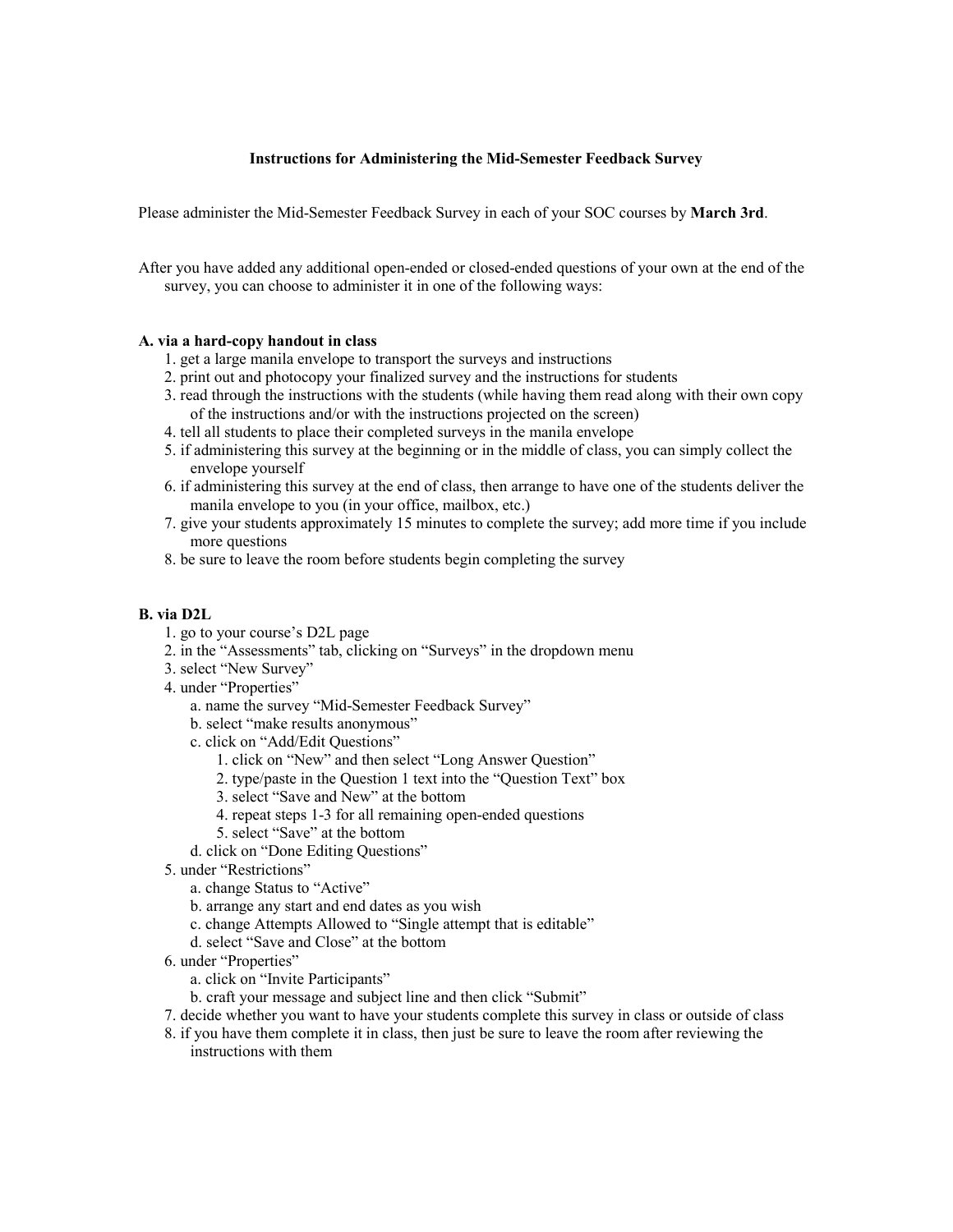## Instructions for Administering the Mid-Semester Feedback Survey

Please administer the Mid-Semester Feedback Survey in each of your SOC courses by **March 3rd**.

After you have added any additional open-ended or closed-ended questions of your own at the end of the survey, you can choose to administer it in one of the following ways:

**A. via a hard-copy handout in class**

1. get a large manila envelope to transport the surveys and instructions
2. print out and photocopy your finalized survey and the instructions for students
3. read through the instructions with the students (while having them read along with their own copy of the instructions and/or with the instructions projected on the screen)
4. tell all students to place their completed surveys in the manila envelope
5. if administering this survey at the beginning or in the middle of class, you can simply collect the envelope yourself
6. if administering this survey at the end of class, then arrange to have one of the students deliver the manila envelope to you (in your office, mailbox, etc.)
7. give your students approximately 15 minutes to complete the survey; add more time if you include more questions
8. be sure to leave the room before students begin completing the survey

**B. via D2L**

1. go to your course's D2L page
2. in the "Assessments" tab, clicking on "Surveys" in the dropdown menu
3. select "New Survey"
4. under "Properties"
   - a. name the survey "Mid-Semester Feedback Survey"
   - b. select "make results anonymous"
   - c. click on "Add/Edit Questions"
     1. click on "New" and then select "Long Answer Question"
     2. type/paste in the Question 1 text into the "Question Text" box
     3. select "Save and New" at the bottom
     4. repeat steps 1-3 for all remaining open-ended questions
     5. select "Save" at the bottom
   - d. click on "Done Editing Questions"
5. under "Restrictions"
   - a. change Status to "Active"
   - b. arrange any start and end dates as you wish
   - c. change Attempts Allowed to "Single attempt that is editable"
   - d. select "Save and Close" at the bottom
6. under "Properties"
   - a. click on "Invite Participants"
   - b. craft your message and subject line and then click "Submit"
7. decide whether you want to have your students complete this survey in class or outside of class
8. if you have them complete it in class, then just be sure to leave the room after reviewing the instructions with them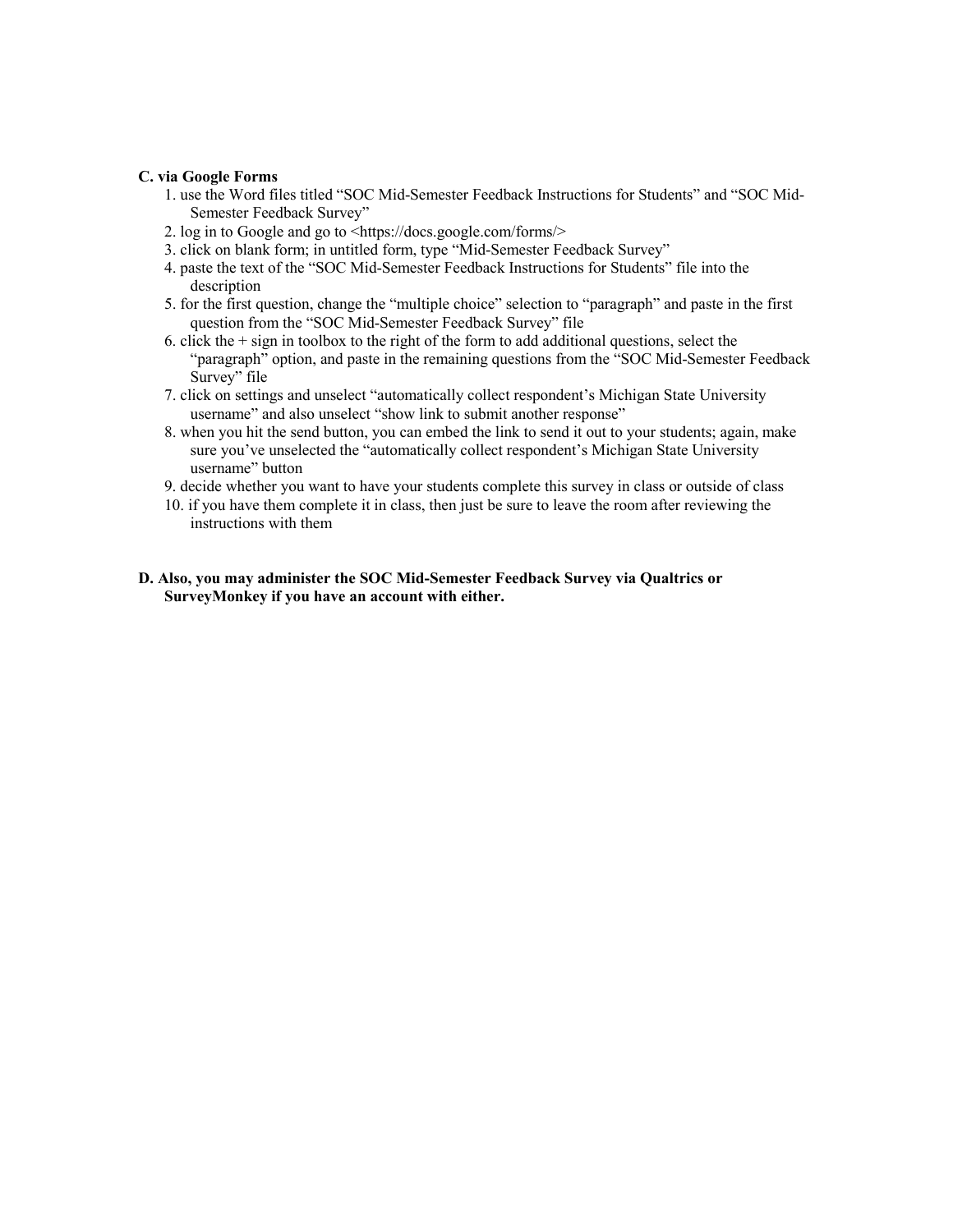**C. via Google Forms**

1. use the Word files titled "SOC Mid-Semester Feedback Instructions for Students" and "SOC Mid-Semester Feedback Survey"
2. log in to Google and go to <https://docs.google.com/forms/>
3. click on blank form; in untitled form, type "Mid-Semester Feedback Survey"
4. paste the text of the "SOC Mid-Semester Feedback Instructions for Students" file into the description
5. for the first question, change the "multiple choice" selection to "paragraph" and paste in the first question from the "SOC Mid-Semester Feedback Survey" file
6. click the + sign in toolbox to the right of the form to add additional questions, select the "paragraph" option, and paste in the remaining questions from the "SOC Mid-Semester Feedback Survey" file
7. click on settings and unselect "automatically collect respondent's Michigan State University username" and also unselect "show link to submit another response"
8. when you hit the send button, you can embed the link to send it out to your students; again, make sure you've unselected the "automatically collect respondent's Michigan State University username" button
9. decide whether you want to have your students complete this survey in class or outside of class
10. if you have them complete it in class, then just be sure to leave the room after reviewing the instructions with them

**D. Also, you may administer the SOC Mid-Semester Feedback Survey via Qualtrics or SurveyMonkey if you have an account with either.**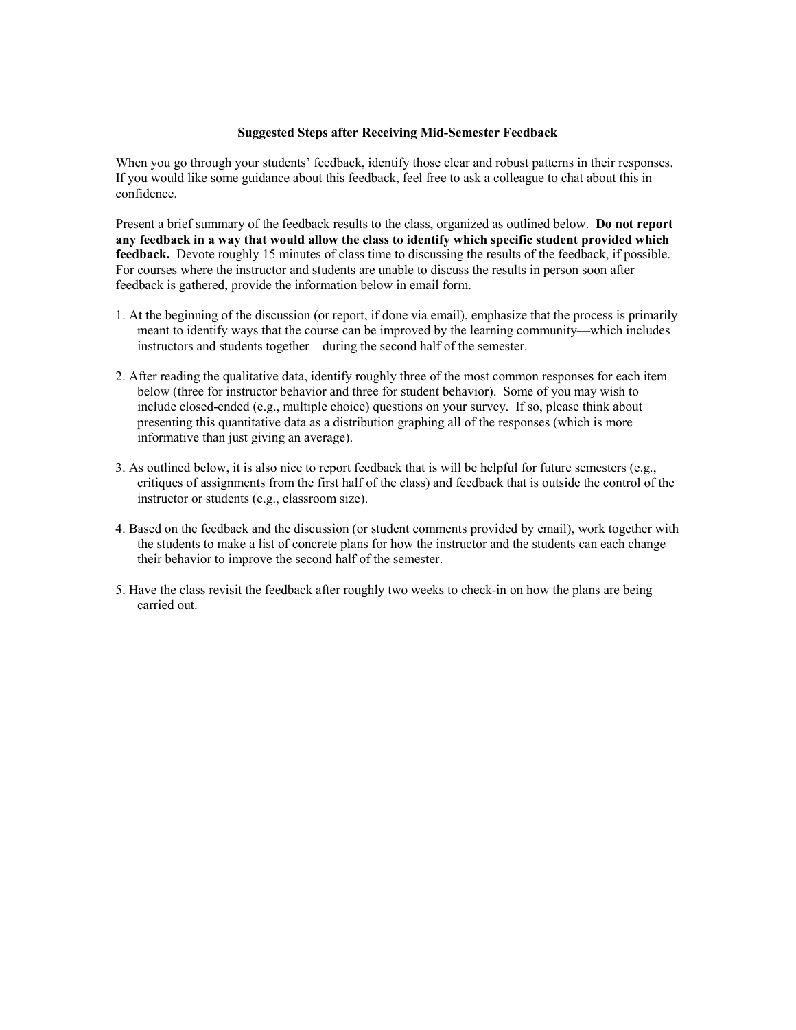## Suggested Steps after Receiving Mid-Semester Feedback

When you go through your students' feedback, identify those clear and robust patterns in their responses. If you would like some guidance about this feedback, feel free to ask a colleague to chat about this in confidence.

Present a brief summary of the feedback results to the class, organized as outlined below. **Do not report any feedback in a way that would allow the class to identify which specific student provided which feedback.** Devote roughly 15 minutes of class time to discussing the results of the feedback, if possible. For courses where the instructor and students are unable to discuss the results in person soon after feedback is gathered, provide the information below in email form.

1. At the beginning of the discussion (or report, if done via email), emphasize that the process is primarily meant to identify ways that the course can be improved by the learning community—which includes instructors and students together—during the second half of the semester.

2. After reading the qualitative data, identify roughly three of the most common responses for each item below (three for instructor behavior and three for student behavior). Some of you may wish to include closed-ended (e.g., multiple choice) questions on your survey. If so, please think about presenting this quantitative data as a distribution graphing all of the responses (which is more informative than just giving an average).

3. As outlined below, it is also nice to report feedback that is will be helpful for future semesters (e.g., critiques of assignments from the first half of the class) and feedback that is outside the control of the instructor or students (e.g., classroom size).

4. Based on the feedback and the discussion (or student comments provided by email), work together with the students to make a list of concrete plans for how the instructor and the students can each change their behavior to improve the second half of the semester.

5. Have the class revisit the feedback after roughly two weeks to check-in on how the plans are being carried out.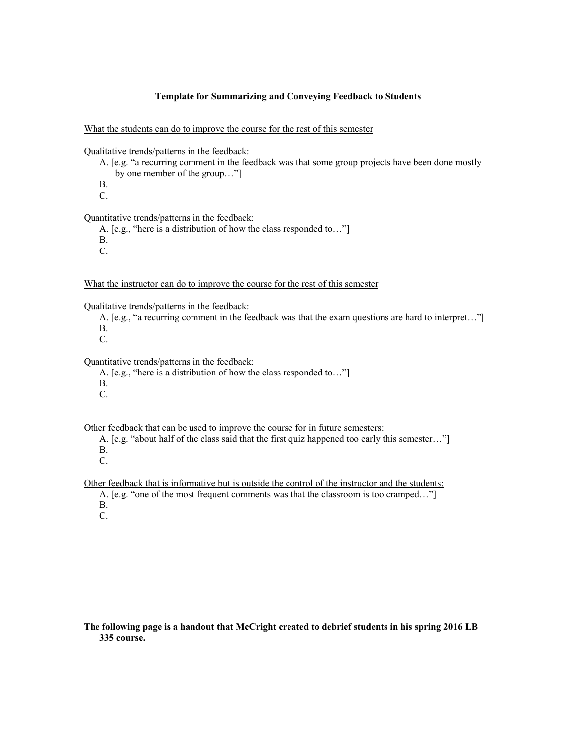## Template for Summarizing and Conveying Feedback to Students

<u>What the students can do to improve the course for the rest of this semester</u>

Qualitative trends/patterns in the feedback:

A. [e.g. "a recurring comment in the feedback was that some group projects have been done mostly by one member of the group…"]
B.
C.

Quantitative trends/patterns in the feedback:

A. [e.g., "here is a distribution of how the class responded to…"]
B.
C.

<u>What the instructor can do to improve the course for the rest of this semester</u>

Qualitative trends/patterns in the feedback:

A. [e.g., "a recurring comment in the feedback was that the exam questions are hard to interpret…"]
B.
C.

Quantitative trends/patterns in the feedback:

A. [e.g., "here is a distribution of how the class responded to…"]
B.
C.

<u>Other feedback that can be used to improve the course for in future semesters:</u>

A. [e.g. "about half of the class said that the first quiz happened too early this semester…"]
B.
C.

<u>Other feedback that is informative but is outside the control of the instructor and the students:</u>

A. [e.g. "one of the most frequent comments was that the classroom is too cramped…"]
B.
C.

**The following page is a handout that McCright created to debrief students in his spring 2016 LB 335 course.**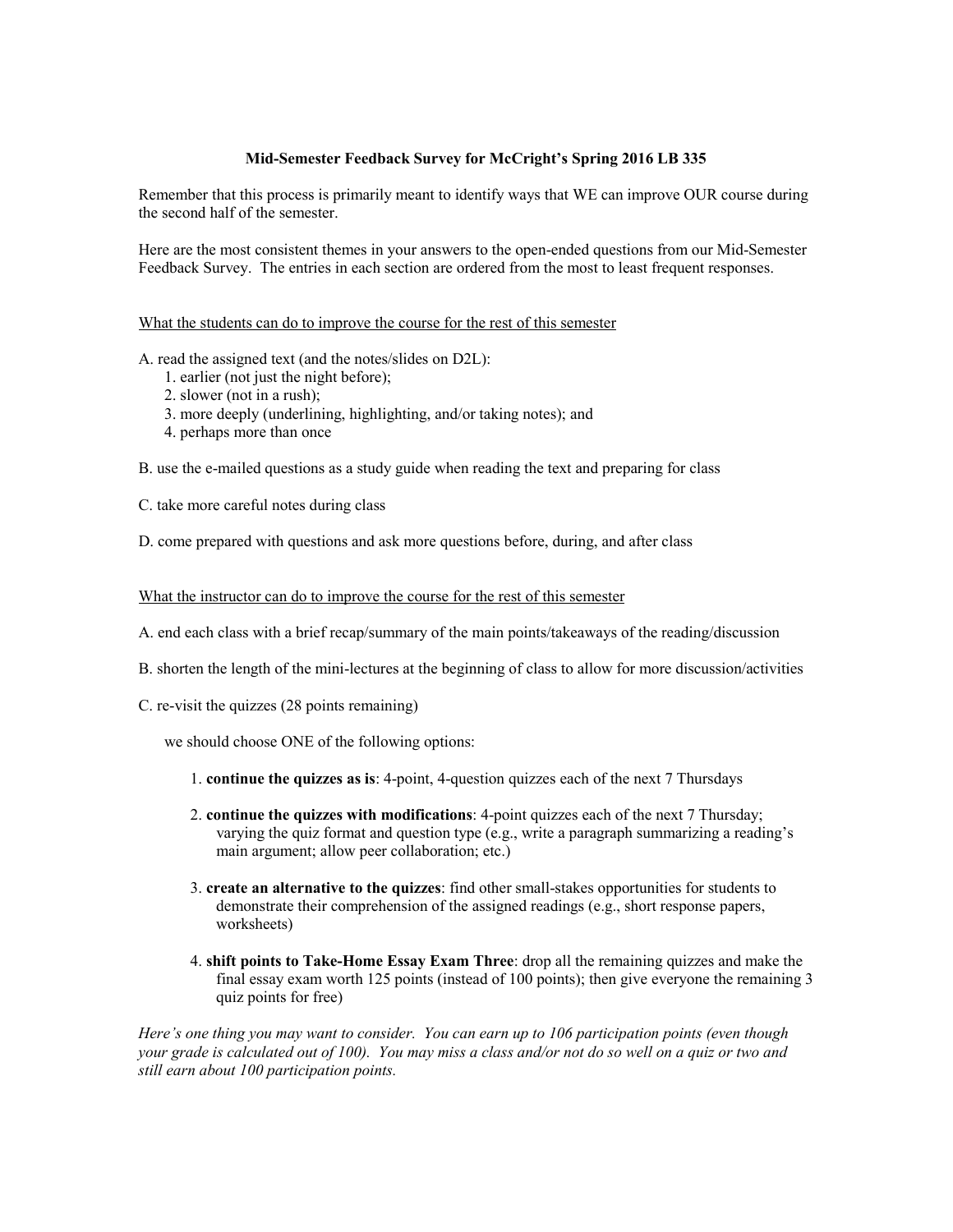**Mid-Semester Feedback Survey for McCright's Spring 2016 LB 335**

Remember that this process is primarily meant to identify ways that WE can improve OUR course during the second half of the semester.

Here are the most consistent themes in your answers to the open-ended questions from our Mid-Semester Feedback Survey. The entries in each section are ordered from the most to least frequent responses.

<u>What the students can do to improve the course for the rest of this semester</u>

A. read the assigned text (and the notes/slides on D2L):
  1. earlier (not just the night before);
  2. slower (not in a rush);
  3. more deeply (underlining, highlighting, and/or taking notes); and
  4. perhaps more than once

B. use the e-mailed questions as a study guide when reading the text and preparing for class

C. take more careful notes during class

D. come prepared with questions and ask more questions before, during, and after class

<u>What the instructor can do to improve the course for the rest of this semester</u>

A. end each class with a brief recap/summary of the main points/takeaways of the reading/discussion

B. shorten the length of the mini-lectures at the beginning of class to allow for more discussion/activities

C. re-visit the quizzes (28 points remaining)

we should choose ONE of the following options:

1. **continue the quizzes as is**: 4-point, 4-question quizzes each of the next 7 Thursdays
2. **continue the quizzes with modifications**: 4-point quizzes each of the next 7 Thursday; varying the quiz format and question type (e.g., write a paragraph summarizing a reading's main argument; allow peer collaboration; etc.)
3. **create an alternative to the quizzes**: find other small-stakes opportunities for students to demonstrate their comprehension of the assigned readings (e.g., short response papers, worksheets)
4. **shift points to Take-Home Essay Exam Three**: drop all the remaining quizzes and make the final essay exam worth 125 points (instead of 100 points); then give everyone the remaining 3 quiz points for free)

*Here's one thing you may want to consider. You can earn up to 106 participation points (even though your grade is calculated out of 100). You may miss a class and/or not do so well on a quiz or two and still earn about 100 participation points.*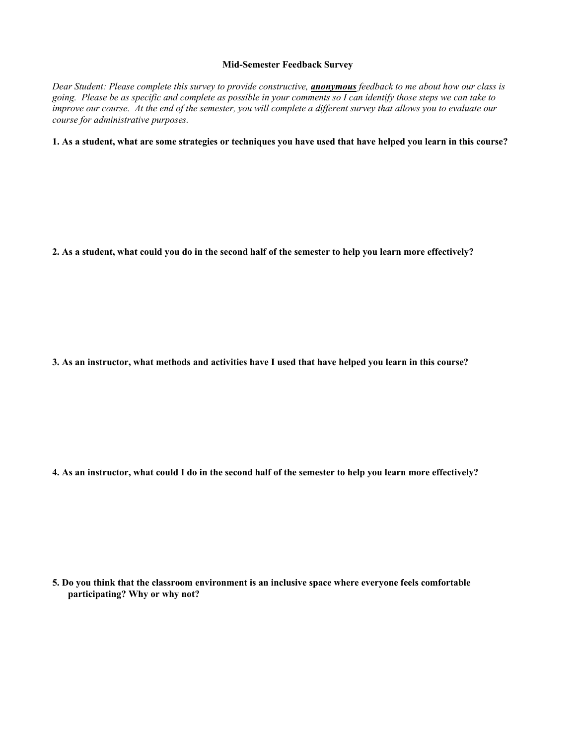## Mid-Semester Feedback Survey

*Dear Student: Please complete this survey to provide constructive,* ***anonymous*** *feedback to me about how our class is going. Please be as specific and complete as possible in your comments so I can identify those steps we can take to improve our course. At the end of the semester, you will complete a different survey that allows you to evaluate our course for administrative purposes.*

**1. As a student, what are some strategies or techniques you have used that have helped you learn in this course?**

**2. As a student, what could you do in the second half of the semester to help you learn more effectively?**

**3. As an instructor, what methods and activities have I used that have helped you learn in this course?**

**4. As an instructor, what could I do in the second half of the semester to help you learn more effectively?**

**5. Do you think that the classroom environment is an inclusive space where everyone feels comfortable participating? Why or why not?**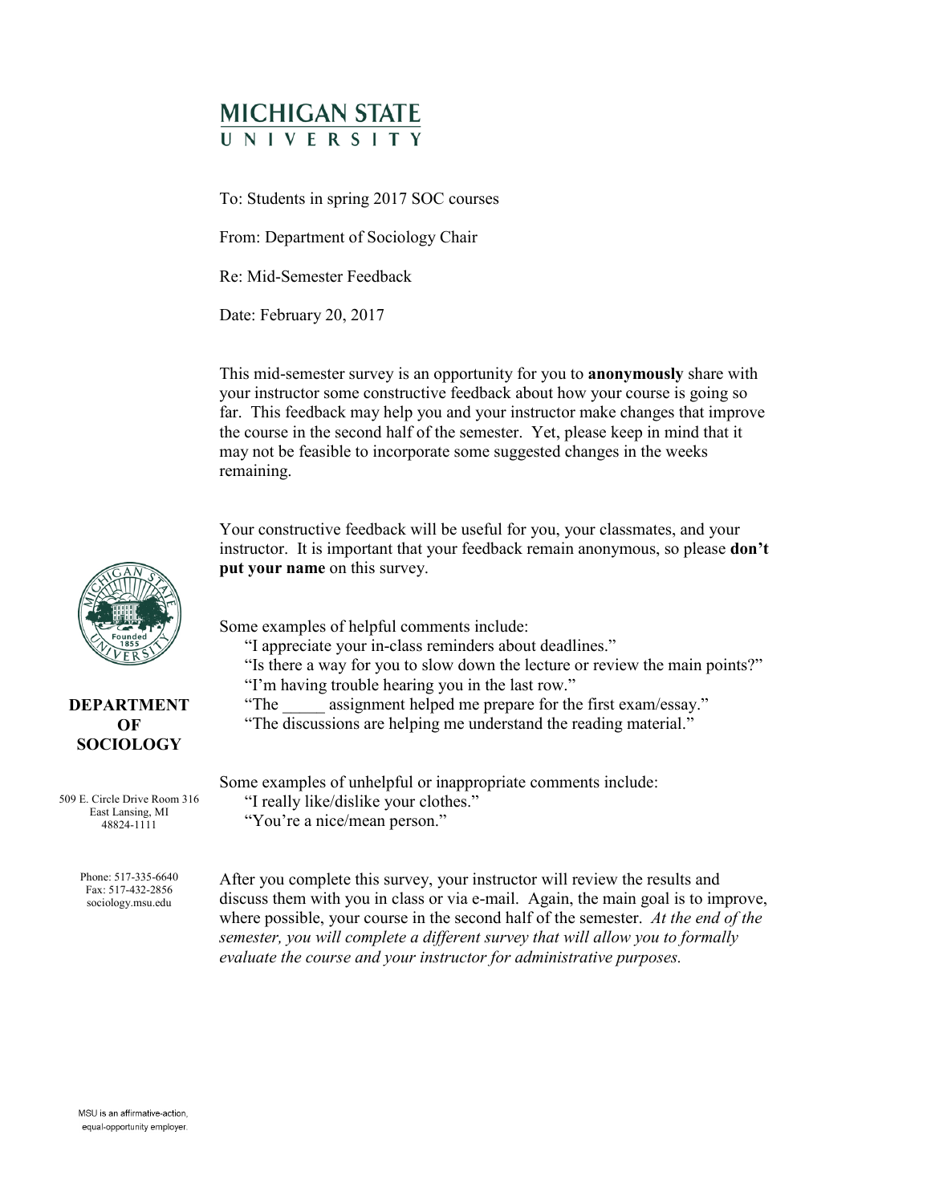# MICHIGAN STATE UNIVERSITY

To: Students in spring 2017 SOC courses

From: Department of Sociology Chair

Re: Mid-Semester Feedback

Date: February 20, 2017

This mid-semester survey is an opportunity for you to **anonymously** share with your instructor some constructive feedback about how your course is going so far. This feedback may help you and your instructor make changes that improve the course in the second half of the semester. Yet, please keep in mind that it may not be feasible to incorporate some suggested changes in the weeks remaining.

Your constructive feedback will be useful for you, your classmates, and your instructor. It is important that your feedback remain anonymous, so please **don't put your name** on this survey.

Some examples of helpful comments include:

"I appreciate your in-class reminders about deadlines."
"Is there a way for you to slow down the lecture or review the main points?"
"I'm having trouble hearing you in the last row."
"The _____ assignment helped me prepare for the first exam/essay."
"The discussions are helping me understand the reading material."

Some examples of unhelpful or inappropriate comments include:

"I really like/dislike your clothes."
"You're a nice/mean person."

After you complete this survey, your instructor will review the results and discuss them with you in class or via e-mail. Again, the main goal is to improve, where possible, your course in the second half of the semester. *At the end of the semester, you will complete a different survey that will allow you to formally evaluate the course and your instructor for administrative purposes.*

**DEPARTMENT OF SOCIOLOGY**

509 E. Circle Drive Room 316
East Lansing, MI
48824-1111

Phone: 517-335-6640
Fax: 517-432-2856
sociology.msu.edu

MSU is an affirmative-action, equal-opportunity employer.